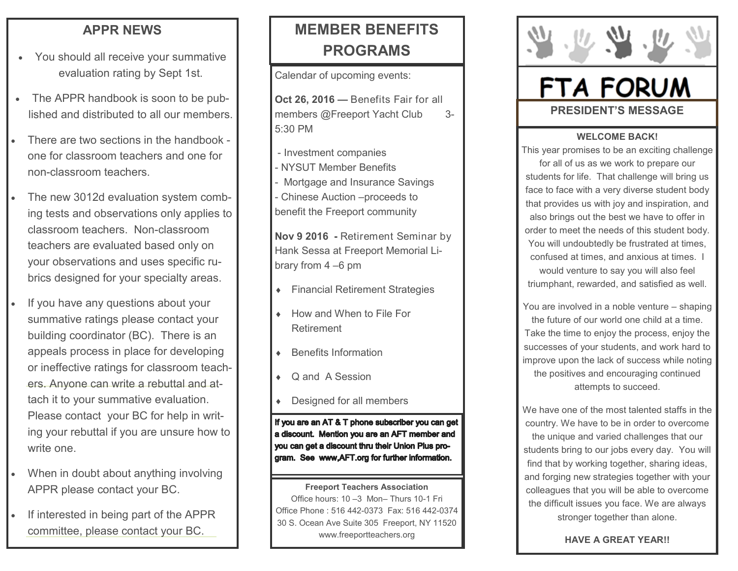## APPR NEWS

- You should all receive your summative evaluation rating by Sept 1st.
- The APPR handbook is soon to be published and distributed to all our members.
- There are two sections in the handbook - one for classroom teachers and one for non-classroom teachers.
- The new 3012d evaluation system combing tests and observations only applies to classroom teachers. Non-classroom teachers are evaluated based only on your observations and uses specific rubrics designed for your specialty areas.
- If you have any questions about your summative ratings please contact your building coordinator (BC). There is an appeals process in place for developing or ineffective ratings for classroom teachers. Anyone can write a rebuttal and attach it to your summative evaluation. Please contact your BC for help in writing your rebuttal if you are unsure how to write one.
- When in doubt about anything involving APPR please contact your BC.
- If interested in being part of the APPR committee, please contact your BC.

## MEMBER BENEFITS PROGRAMS

Calendar of upcoming events:

**Oct 26, 2016 —** Benefits Fair for all members @Freeport Yacht Club 3-5:30 PM

- Investment companies
- NYSUT Member Benefits
- Mortgage and Insurance Savings
- Chinese Auction –proceeds to benefit the Freeport community

**Nov 9 2016 -** Retirement Seminar by Hank Sessa at Freeport Memorial Library from 4 –6 pm

- Financial Retirement Strategies
- How and When to File For Retirement
- Benefits Information
- Q and A Session
- Designed for all members

**If you are an AT & T phone subscriber you can get a discount. Mention you are an AFT member and you can get a discount thru their Union Plus program. See www,AFT.org for further information.**

**Freeport Teachers Association**
Office hours: 10 –3 Mon– Thurs 10-1 Fri
Office Phone : 516 442-0373 Fax: 516 442-0374
30 S. Ocean Ave Suite 305 Freeport, NY 11520
www.freeportteachers.org

# FTA FORUM

## PRESIDENT'S MESSAGE

**WELCOME BACK!**

This year promises to be an exciting challenge for all of us as we work to prepare our students for life. That challenge will bring us face to face with a very diverse student body that provides us with joy and inspiration, and also brings out the best we have to offer in order to meet the needs of this student body. You will undoubtedly be frustrated at times, confused at times, and anxious at times. I would venture to say you will also feel triumphant, rewarded, and satisfied as well.

You are involved in a noble venture – shaping the future of our world one child at a time. Take the time to enjoy the process, enjoy the successes of your students, and work hard to improve upon the lack of success while noting the positives and encouraging continued attempts to succeed.

We have one of the most talented staffs in the country. We have to be in order to overcome the unique and varied challenges that our students bring to our jobs every day. You will find that by working together, sharing ideas, and forging new strategies together with your colleagues that you will be able to overcome the difficult issues you face. We are always stronger together than alone.

**HAVE A GREAT YEAR!!**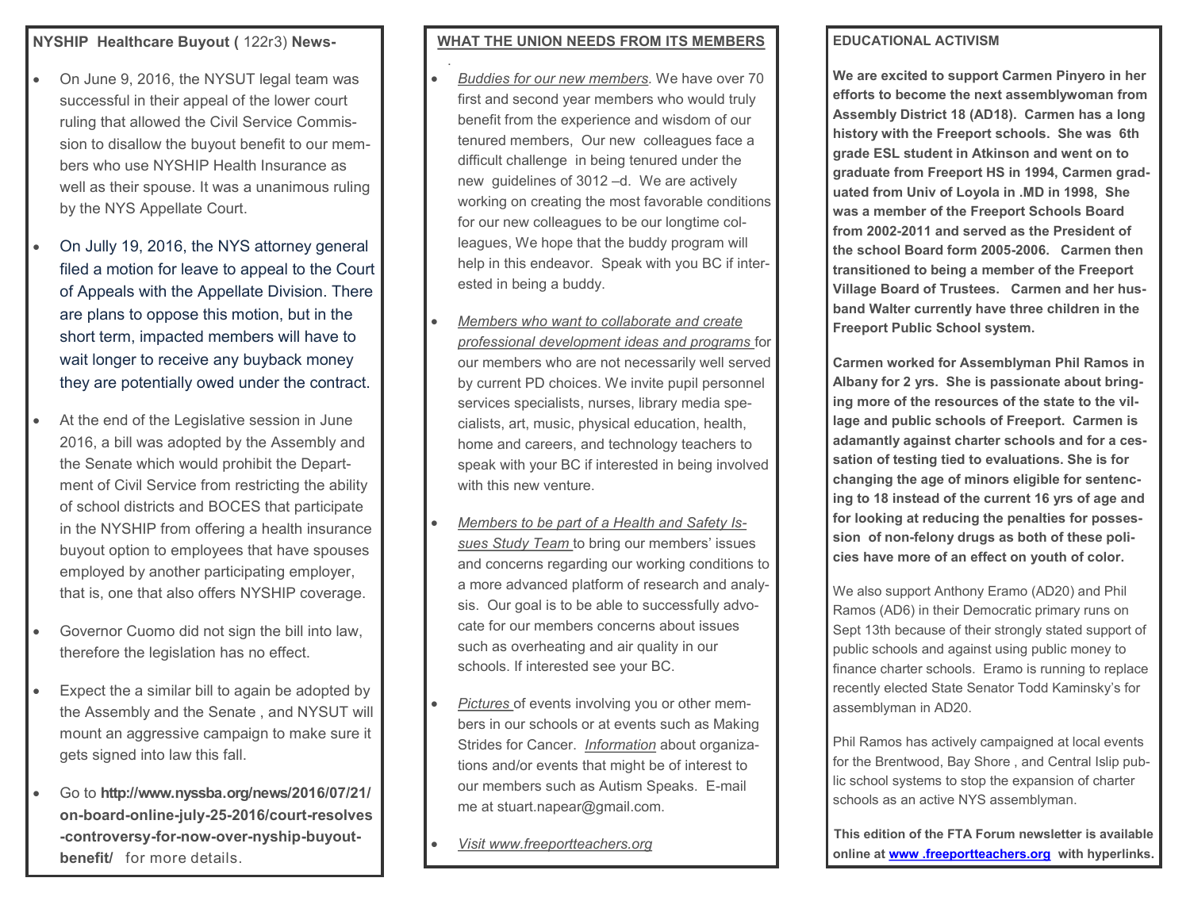**NYSHIP Healthcare Buyout (** 122r3) **News-**

- On June 9, 2016, the NYSUT legal team was successful in their appeal of the lower court ruling that allowed the Civil Service Commission to disallow the buyout benefit to our members who use NYSHIP Health Insurance as well as their spouse. It was a unanimous ruling by the NYS Appellate Court.
- On Jully 19, 2016, the NYS attorney general filed a motion for leave to appeal to the Court of Appeals with the Appellate Division. There are plans to oppose this motion, but in the short term, impacted members will have to wait longer to receive any buyback money they are potentially owed under the contract.
- At the end of the Legislative session in June 2016, a bill was adopted by the Assembly and the Senate which would prohibit the Department of Civil Service from restricting the ability of school districts and BOCES that participate in the NYSHIP from offering a health insurance buyout option to employees that have spouses employed by another participating employer, that is, one that also offers NYSHIP coverage.
- Governor Cuomo did not sign the bill into law, therefore the legislation has no effect.
- Expect the a similar bill to again be adopted by the Assembly and the Senate , and NYSUT will mount an aggressive campaign to make sure it gets signed into law this fall.
- Go to **http://www.nyssba.org/news/2016/07/21/on-board-online-july-25-2016/court-resolves-controversy-for-now-over-nyship-buyout-benefit/** for more details.

**WHAT THE UNION NEEDS FROM ITS MEMBERS**

- *Buddies for our new members*. We have over 70 first and second year members who would truly benefit from the experience and wisdom of our tenured members, Our new colleagues face a difficult challenge in being tenured under the new guidelines of 3012 –d. We are actively working on creating the most favorable conditions for our new colleagues to be our longtime colleagues, We hope that the buddy program will help in this endeavor. Speak with you BC if interested in being a buddy.
- *Members who want to collaborate and create professional development ideas and programs* for our members who are not necessarily well served by current PD choices. We invite pupil personnel services specialists, nurses, library media specialists, art, music, physical education, health, home and careers, and technology teachers to speak with your BC if interested in being involved with this new venture.
- *Members to be part of a Health and Safety Issues Study Team* to bring our members' issues and concerns regarding our working conditions to a more advanced platform of research and analysis. Our goal is to be able to successfully advocate for our members concerns about issues such as overheating and air quality in our schools. If interested see your BC.
- *Pictures* of events involving you or other members in our schools or at events such as Making Strides for Cancer. *Information* about organizations and/or events that might be of interest to our members such as Autism Speaks. E-mail me at stuart.napear@gmail.com.
- *Visit www.freeportteachers.org*

**EDUCATIONAL ACTIVISM**

**We are excited to support Carmen Pinyero in her efforts to become the next assemblywoman from Assembly District 18 (AD18). Carmen has a long history with the Freeport schools. She was 6th grade ESL student in Atkinson and went on to graduate from Freeport HS in 1994, Carmen graduated from Univ of Loyola in .MD in 1998, She was a member of the Freeport Schools Board from 2002-2011 and served as the President of the school Board form 2005-2006. Carmen then transitioned to being a member of the Freeport Village Board of Trustees. Carmen and her husband Walter currently have three children in the Freeport Public School system.**

**Carmen worked for Assemblyman Phil Ramos in Albany for 2 yrs. She is passionate about bringing more of the resources of the state to the village and public schools of Freeport. Carmen is adamantly against charter schools and for a cessation of testing tied to evaluations. She is for changing the age of minors eligible for sentencing to 18 instead of the current 16 yrs of age and for looking at reducing the penalties for possession of non-felony drugs as both of these policies have more of an effect on youth of color.**

We also support Anthony Eramo (AD20) and Phil Ramos (AD6) in their Democratic primary runs on Sept 13th because of their strongly stated support of public schools and against using public money to finance charter schools. Eramo is running to replace recently elected State Senator Todd Kaminsky's for assemblyman in AD20.

Phil Ramos has actively campaigned at local events for the Brentwood, Bay Shore , and Central Islip public school systems to stop the expansion of charter schools as an active NYS assemblyman.

**This edition of the FTA Forum newsletter is available online at www .freeportteachers.org with hyperlinks.**